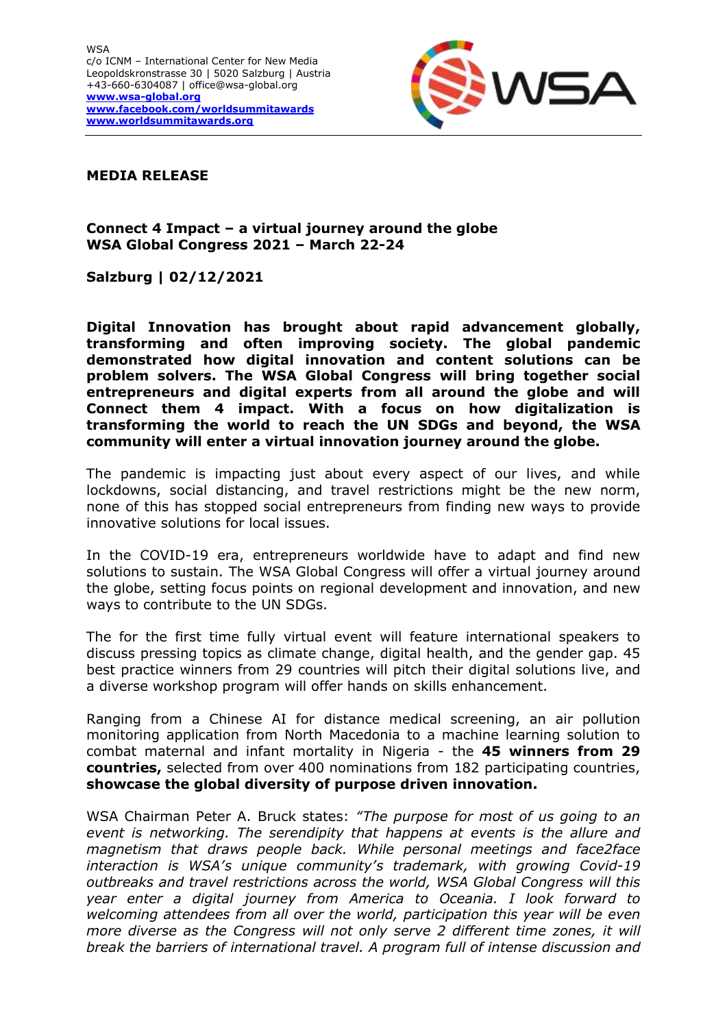WSA
c/o ICNM – International Center for New Media
Leopoldskronstrasse 30 | 5020 Salzburg | Austria
+43-660-6304087 | office@wsa-global.org
**www.wsa-global.org**
**www.facebook.com/worldsummitawards**
**www.worldsummitawards.org**

**MEDIA RELEASE**

**Connect 4 Impact – a virtual journey around the globe**
**WSA Global Congress 2021 – March 22-24**

**Salzburg | 02/12/2021**

**Digital Innovation has brought about rapid advancement globally, transforming and often improving society. The global pandemic demonstrated how digital innovation and content solutions can be problem solvers. The WSA Global Congress will bring together social entrepreneurs and digital experts from all around the globe and will Connect them 4 impact. With a focus on how digitalization is transforming the world to reach the UN SDGs and beyond, the WSA community will enter a virtual innovation journey around the globe.**

The pandemic is impacting just about every aspect of our lives, and while lockdowns, social distancing, and travel restrictions might be the new norm, none of this has stopped social entrepreneurs from finding new ways to provide innovative solutions for local issues.

In the COVID-19 era, entrepreneurs worldwide have to adapt and find new solutions to sustain. The WSA Global Congress will offer a virtual journey around the globe, setting focus points on regional development and innovation, and new ways to contribute to the UN SDGs.

The for the first time fully virtual event will feature international speakers to discuss pressing topics as climate change, digital health, and the gender gap. 45 best practice winners from 29 countries will pitch their digital solutions live, and a diverse workshop program will offer hands on skills enhancement.

Ranging from a Chinese AI for distance medical screening, an air pollution monitoring application from North Macedonia to a machine learning solution to combat maternal and infant mortality in Nigeria - the **45 winners from 29 countries,** selected from over 400 nominations from 182 participating countries, **showcase the global diversity of purpose driven innovation.**

WSA Chairman Peter A. Bruck states: *"The purpose for most of us going to an event is networking. The serendipity that happens at events is the allure and magnetism that draws people back. While personal meetings and face2face interaction is WSA's unique community's trademark, with growing Covid-19 outbreaks and travel restrictions across the world, WSA Global Congress will this year enter a digital journey from America to Oceania. I look forward to welcoming attendees from all over the world, participation this year will be even more diverse as the Congress will not only serve 2 different time zones, it will break the barriers of international travel. A program full of intense discussion and*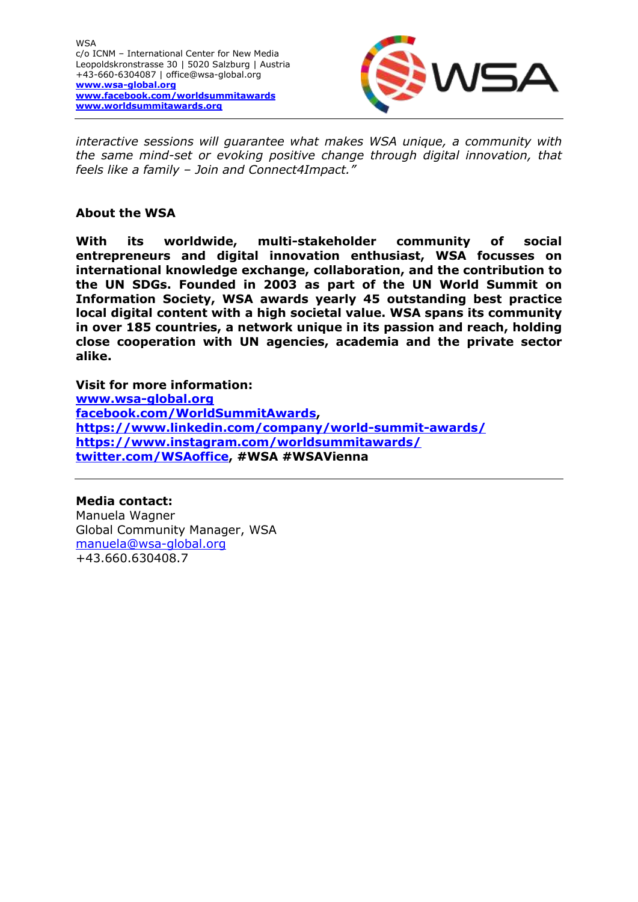*interactive sessions will guarantee what makes WSA unique, a community with the same mind-set or evoking positive change through digital innovation, that feels like a family – Join and Connect4Impact."*

**About the WSA**

**With its worldwide, multi-stakeholder community of social entrepreneurs and digital innovation enthusiast, WSA focusses on international knowledge exchange, collaboration, and the contribution to the UN SDGs. Founded in 2003 as part of the UN World Summit on Information Society, WSA awards yearly 45 outstanding best practice local digital content with a high societal value. WSA spans its community in over 185 countries, a network unique in its passion and reach, holding close cooperation with UN agencies, academia and the private sector alike.**

**Visit for more information:**
**www.wsa-global.org**
**facebook.com/WorldSummitAwards,**
**https://www.linkedin.com/company/world-summit-awards/**
**https://www.instagram.com/worldsummitawards/**
**twitter.com/WSAoffice, #WSA #WSAVienna**

---

**Media contact:**
Manuela Wagner
Global Community Manager, WSA
manuela@wsa-global.org
+43.660.630408.7